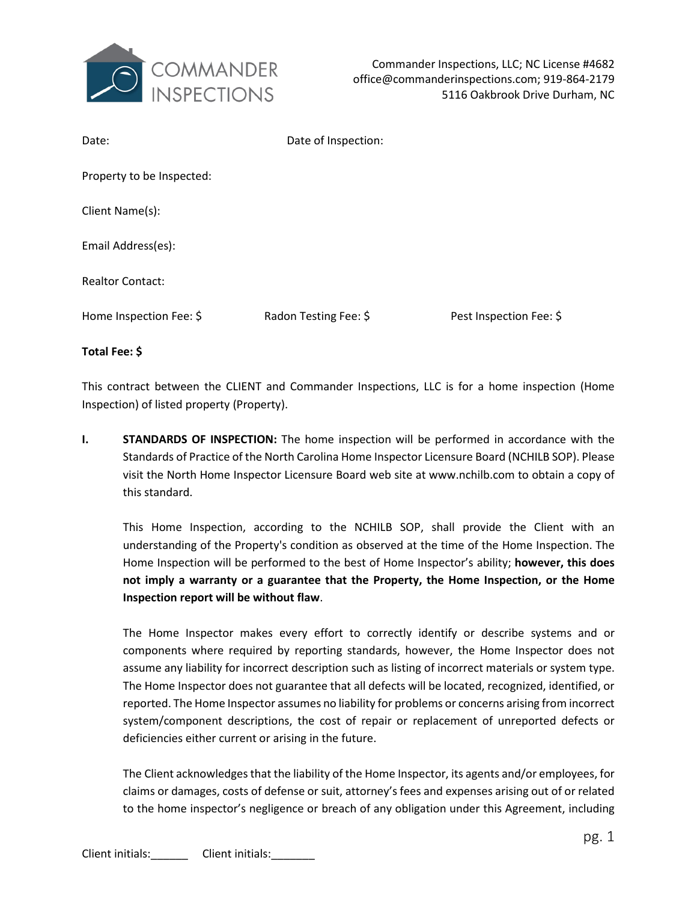COMMANDER INSPECTIONS

Commander Inspections, LLC; NC License #4682
office@commanderinspections.com; 919-864-2179
5116 Oakbrook Drive Durham, NC

Date: Date of Inspection:

Property to be Inspected:

Client Name(s):

Email Address(es):

Realtor Contact:

Home Inspection Fee: $ Radon Testing Fee: $ Pest Inspection Fee: $

**Total Fee: $**

This contract between the CLIENT and Commander Inspections, LLC is for a home inspection (Home Inspection) of listed property (Property).

**I. STANDARDS OF INSPECTION:** The home inspection will be performed in accordance with the Standards of Practice of the North Carolina Home Inspector Licensure Board (NCHILB SOP). Please visit the North Home Inspector Licensure Board web site at www.nchilb.com to obtain a copy of this standard.

This Home Inspection, according to the NCHILB SOP, shall provide the Client with an understanding of the Property's condition as observed at the time of the Home Inspection. The Home Inspection will be performed to the best of Home Inspector's ability; **however, this does not imply a warranty or a guarantee that the Property, the Home Inspection, or the Home Inspection report will be without flaw**.

The Home Inspector makes every effort to correctly identify or describe systems and or components where required by reporting standards, however, the Home Inspector does not assume any liability for incorrect description such as listing of incorrect materials or system type. The Home Inspector does not guarantee that all defects will be located, recognized, identified, or reported. The Home Inspector assumes no liability for problems or concerns arising from incorrect system/component descriptions, the cost of repair or replacement of unreported defects or deficiencies either current or arising in the future.

The Client acknowledges that the liability of the Home Inspector, its agents and/or employees, for claims or damages, costs of defense or suit, attorney's fees and expenses arising out of or related to the home inspector's negligence or breach of any obligation under this Agreement, including

Client initials:______ Client initials:_______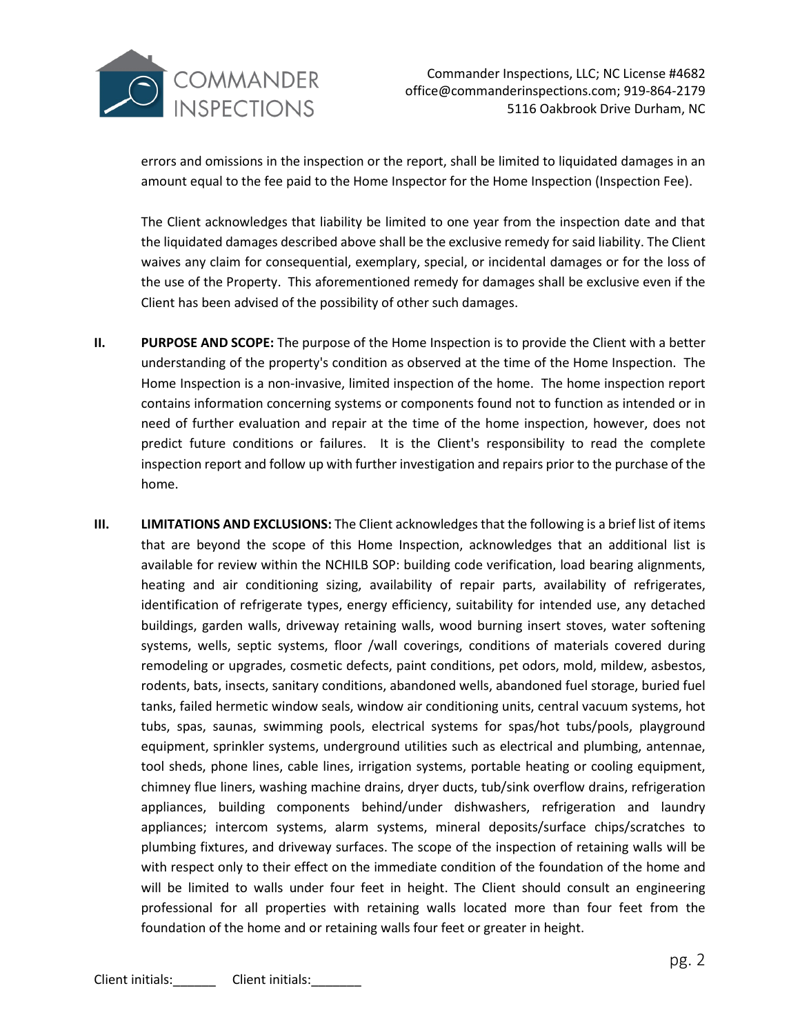errors and omissions in the inspection or the report, shall be limited to liquidated damages in an amount equal to the fee paid to the Home Inspector for the Home Inspection (Inspection Fee).

The Client acknowledges that liability be limited to one year from the inspection date and that the liquidated damages described above shall be the exclusive remedy for said liability. The Client waives any claim for consequential, exemplary, special, or incidental damages or for the loss of the use of the Property. This aforementioned remedy for damages shall be exclusive even if the Client has been advised of the possibility of other such damages.

**II. PURPOSE AND SCOPE:** The purpose of the Home Inspection is to provide the Client with a better understanding of the property's condition as observed at the time of the Home Inspection. The Home Inspection is a non-invasive, limited inspection of the home. The home inspection report contains information concerning systems or components found not to function as intended or in need of further evaluation and repair at the time of the home inspection, however, does not predict future conditions or failures. It is the Client's responsibility to read the complete inspection report and follow up with further investigation and repairs prior to the purchase of the home.

**III. LIMITATIONS AND EXCLUSIONS:** The Client acknowledges that the following is a brief list of items that are beyond the scope of this Home Inspection, acknowledges that an additional list is available for review within the NCHILB SOP: building code verification, load bearing alignments, heating and air conditioning sizing, availability of repair parts, availability of refrigerates, identification of refrigerate types, energy efficiency, suitability for intended use, any detached buildings, garden walls, driveway retaining walls, wood burning insert stoves, water softening systems, wells, septic systems, floor /wall coverings, conditions of materials covered during remodeling or upgrades, cosmetic defects, paint conditions, pet odors, mold, mildew, asbestos, rodents, bats, insects, sanitary conditions, abandoned wells, abandoned fuel storage, buried fuel tanks, failed hermetic window seals, window air conditioning units, central vacuum systems, hot tubs, spas, saunas, swimming pools, electrical systems for spas/hot tubs/pools, playground equipment, sprinkler systems, underground utilities such as electrical and plumbing, antennae, tool sheds, phone lines, cable lines, irrigation systems, portable heating or cooling equipment, chimney flue liners, washing machine drains, dryer ducts, tub/sink overflow drains, refrigeration appliances, building components behind/under dishwashers, refrigeration and laundry appliances; intercom systems, alarm systems, mineral deposits/surface chips/scratches to plumbing fixtures, and driveway surfaces. The scope of the inspection of retaining walls will be with respect only to their effect on the immediate condition of the foundation of the home and will be limited to walls under four feet in height. The Client should consult an engineering professional for all properties with retaining walls located more than four feet from the foundation of the home and or retaining walls four feet or greater in height.

Client initials:______ Client initials:_______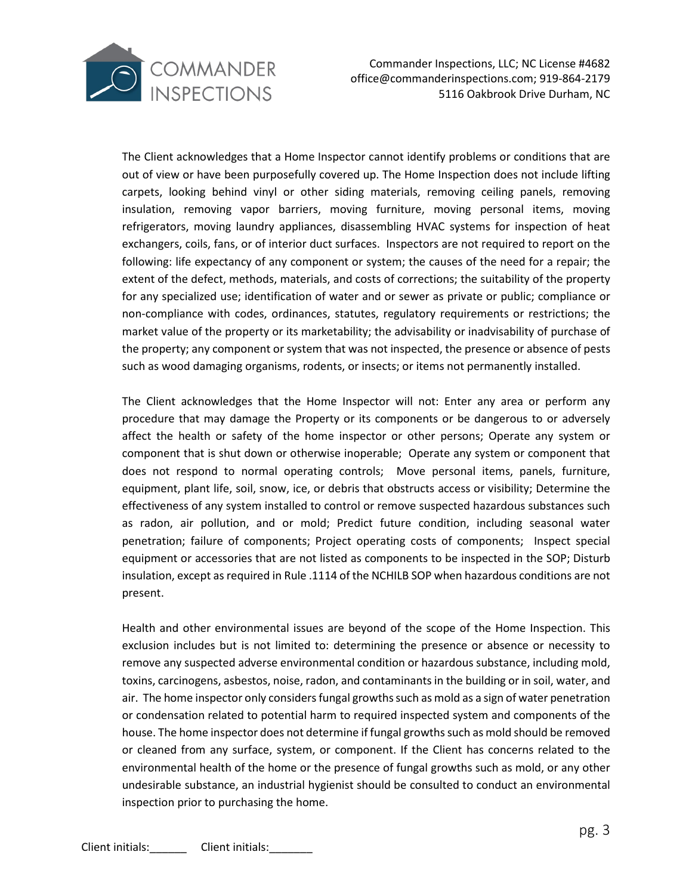The Client acknowledges that a Home Inspector cannot identify problems or conditions that are out of view or have been purposefully covered up. The Home Inspection does not include lifting carpets, looking behind vinyl or other siding materials, removing ceiling panels, removing insulation, removing vapor barriers, moving furniture, moving personal items, moving refrigerators, moving laundry appliances, disassembling HVAC systems for inspection of heat exchangers, coils, fans, or of interior duct surfaces. Inspectors are not required to report on the following: life expectancy of any component or system; the causes of the need for a repair; the extent of the defect, methods, materials, and costs of corrections; the suitability of the property for any specialized use; identification of water and or sewer as private or public; compliance or non-compliance with codes, ordinances, statutes, regulatory requirements or restrictions; the market value of the property or its marketability; the advisability or inadvisability of purchase of the property; any component or system that was not inspected, the presence or absence of pests such as wood damaging organisms, rodents, or insects; or items not permanently installed.

The Client acknowledges that the Home Inspector will not: Enter any area or perform any procedure that may damage the Property or its components or be dangerous to or adversely affect the health or safety of the home inspector or other persons; Operate any system or component that is shut down or otherwise inoperable; Operate any system or component that does not respond to normal operating controls; Move personal items, panels, furniture, equipment, plant life, soil, snow, ice, or debris that obstructs access or visibility; Determine the effectiveness of any system installed to control or remove suspected hazardous substances such as radon, air pollution, and or mold; Predict future condition, including seasonal water penetration; failure of components; Project operating costs of components; Inspect special equipment or accessories that are not listed as components to be inspected in the SOP; Disturb insulation, except as required in Rule .1114 of the NCHILB SOP when hazardous conditions are not present.

Health and other environmental issues are beyond of the scope of the Home Inspection. This exclusion includes but is not limited to: determining the presence or absence or necessity to remove any suspected adverse environmental condition or hazardous substance, including mold, toxins, carcinogens, asbestos, noise, radon, and contaminants in the building or in soil, water, and air. The home inspector only considers fungal growths such as mold as a sign of water penetration or condensation related to potential harm to required inspected system and components of the house. The home inspector does not determine if fungal growths such as mold should be removed or cleaned from any surface, system, or component. If the Client has concerns related to the environmental health of the home or the presence of fungal growths such as mold, or any other undesirable substance, an industrial hygienist should be consulted to conduct an environmental inspection prior to purchasing the home.

Client initials:______ Client initials:_______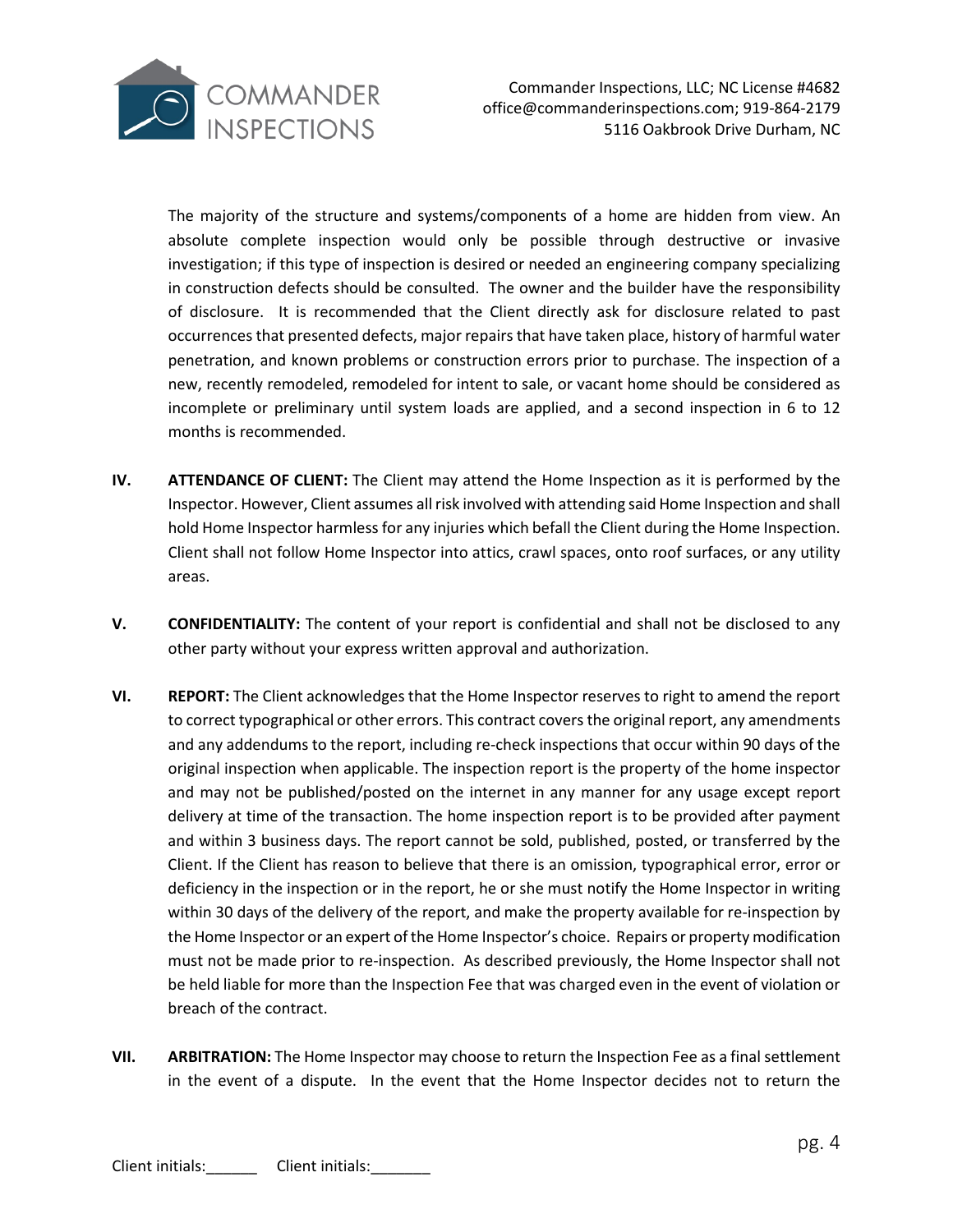The majority of the structure and systems/components of a home are hidden from view. An absolute complete inspection would only be possible through destructive or invasive investigation; if this type of inspection is desired or needed an engineering company specializing in construction defects should be consulted. The owner and the builder have the responsibility of disclosure. It is recommended that the Client directly ask for disclosure related to past occurrences that presented defects, major repairs that have taken place, history of harmful water penetration, and known problems or construction errors prior to purchase. The inspection of a new, recently remodeled, remodeled for intent to sale, or vacant home should be considered as incomplete or preliminary until system loads are applied, and a second inspection in 6 to 12 months is recommended.

**IV.** **ATTENDANCE OF CLIENT:** The Client may attend the Home Inspection as it is performed by the Inspector. However, Client assumes all risk involved with attending said Home Inspection and shall hold Home Inspector harmless for any injuries which befall the Client during the Home Inspection. Client shall not follow Home Inspector into attics, crawl spaces, onto roof surfaces, or any utility areas.

**V.** **CONFIDENTIALITY:** The content of your report is confidential and shall not be disclosed to any other party without your express written approval and authorization.

**VI.** **REPORT:** The Client acknowledges that the Home Inspector reserves to right to amend the report to correct typographical or other errors. This contract covers the original report, any amendments and any addendums to the report, including re-check inspections that occur within 90 days of the original inspection when applicable. The inspection report is the property of the home inspector and may not be published/posted on the internet in any manner for any usage except report delivery at time of the transaction. The home inspection report is to be provided after payment and within 3 business days. The report cannot be sold, published, posted, or transferred by the Client. If the Client has reason to believe that there is an omission, typographical error, error or deficiency in the inspection or in the report, he or she must notify the Home Inspector in writing within 30 days of the delivery of the report, and make the property available for re-inspection by the Home Inspector or an expert of the Home Inspector's choice. Repairs or property modification must not be made prior to re-inspection. As described previously, the Home Inspector shall not be held liable for more than the Inspection Fee that was charged even in the event of violation or breach of the contract.

**VII.** **ARBITRATION:** The Home Inspector may choose to return the Inspection Fee as a final settlement in the event of a dispute. In the event that the Home Inspector decides not to return the

Client initials:______ Client initials:_______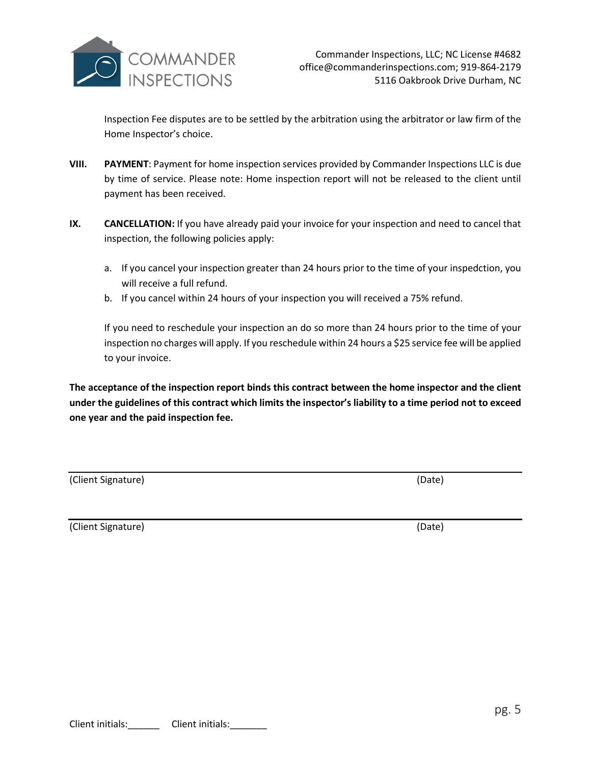Inspection Fee disputes are to be settled by the arbitration using the arbitrator or law firm of the Home Inspector's choice.

**VIII.** **PAYMENT**: Payment for home inspection services provided by Commander Inspections LLC is due by time of service. Please note: Home inspection report will not be released to the client until payment has been received.

**IX.** **CANCELLATION:** If you have already paid your invoice for your inspection and need to cancel that inspection, the following policies apply:

a. If you cancel your inspection greater than 24 hours prior to the time of your inspedction, you will receive a full refund.
b. If you cancel within 24 hours of your inspection you will received a 75% refund.

If you need to reschedule your inspection an do so more than 24 hours prior to the time of your inspection no charges will apply. If you reschedule within 24 hours a $25 service fee will be applied to your invoice.

**The acceptance of the inspection report binds this contract between the home inspector and the client under the guidelines of this contract which limits the inspector's liability to a time period not to exceed one year and the paid inspection fee.**

(Client Signature) (Date)

(Client Signature) (Date)

Client initials:______ Client initials:_______